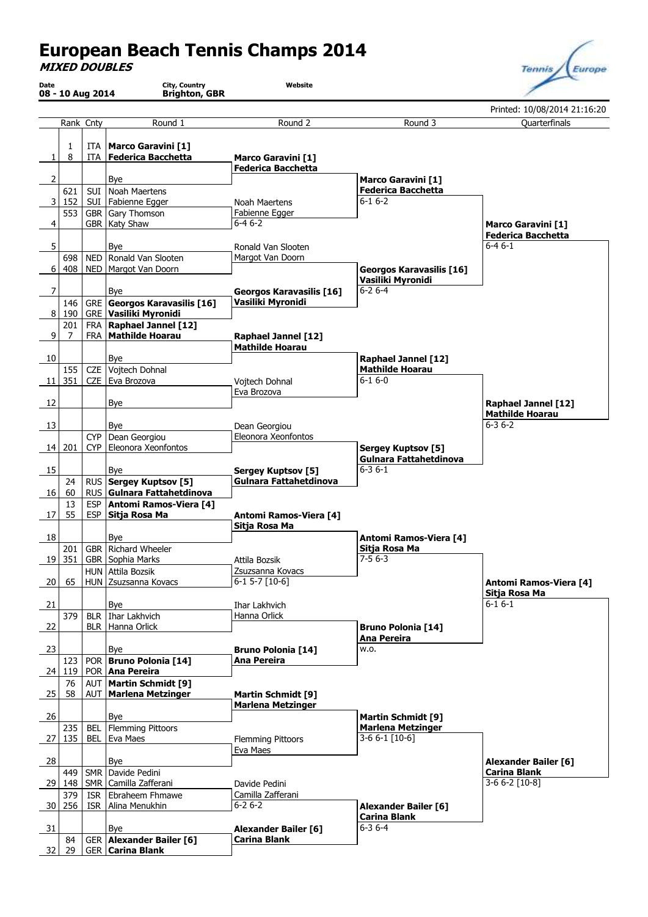# European Beach Tennis Champs 2014

***MIXED DOUBLES***

| Date | City, Country | Website |
|---|---|---|
| 08 - 10 Aug 2014 | Brighton, GBR | |

Printed: 10/08/2014 21:16:20

| # | Rank | Cnty | Round 1 | Round 2 | Round 3 | Quarterfinals |
|---|---|---|---|---|---|---|
| 1 | 1 / 8 | ITA / ITA | **Marco Garavini [1]** / **Federica Bacchetta** | **Marco Garavini [1]** / **Federica Bacchetta** | | |
| 2 | | | Bye | | **Marco Garavini [1]** / **Federica Bacchetta** 6-1 6-2 | |
| 3 | 621 / 152 | SUI / SUI | Noah Maertens / Fabienne Egger | Noah Maertens / Fabienne Egger 6-4 6-2 | | |
| 4 | 553 | GBR / GBR | Gary Thomson / Katy Shaw | | | **Marco Garavini [1]** / **Federica Bacchetta** 6-4 6-1 |
| 5 | | | Bye | Ronald Van Slooten / Margot Van Doorn | | |
| 6 | 698 / 408 | NED / NED | Ronald Van Slooten / Margot Van Doorn | | **Georgos Karavasilis [16]** / **Vasiliki Myronidi** 6-2 6-4 | |
| 7 | | | Bye | **Georgos Karavasilis [16]** / **Vasiliki Myronidi** | | |
| 8 | 146 / 190 | GRE / GRE | **Georgos Karavasilis [16]** / **Vasiliki Myronidi** | | | |
| 9 | 201 / 7 | FRA / FRA | **Raphael Jannel [12]** / **Mathilde Hoarau** | **Raphael Jannel [12]** / **Mathilde Hoarau** | | |
| 10 | | | Bye | | **Raphael Jannel [12]** / **Mathilde Hoarau** 6-1 6-0 | |
| 11 | 155 / 351 | CZE / CZE | Vojtech Dohnal / Eva Brozova | Vojtech Dohnal / Eva Brozova | | |
| 12 | | | Bye | | | **Raphael Jannel [12]** / **Mathilde Hoarau** 6-3 6-2 |
| 13 | | | Bye | Dean Georgiou / Eleonora Xeonfontos | | |
| 14 | 201 | CYP / CYP | Dean Georgiou / Eleonora Xeonfontos | | **Sergey Kuptsov [5]** / **Gulnara Fattahetdinova** 6-3 6-1 | |
| 15 | | | Bye | **Sergey Kuptsov [5]** / **Gulnara Fattahetdinova** | | |
| 16 | 24 / 60 | RUS / RUS | **Sergey Kuptsov [5]** / **Gulnara Fattahetdinova** | | | |
| 17 | 13 / 55 | ESP / ESP | **Antomi Ramos-Viera [4]** / **Sitja Rosa Ma** | **Antomi Ramos-Viera [4]** / **Sitja Rosa Ma** | | |
| 18 | | | Bye | | **Antomi Ramos-Viera [4]** / **Sitja Rosa Ma** 7-5 6-3 | |
| 19 | 201 / 351 | GBR / GBR | Richard Wheeler / Sophia Marks | Attila Bozsik / Zsuzsanna Kovacs 6-1 5-7 [10-6] | | |
| 20 | 65 | HUN / HUN | Attila Bozsik / Zsuzsanna Kovacs | | | **Antomi Ramos-Viera [4]** / **Sitja Rosa Ma** 6-1 6-1 |
| 21 | | | Bye | Ihar Lakhvich / Hanna Orlick | | |
| 22 | 379 | BLR / BLR | Ihar Lakhvich / Hanna Orlick | | **Bruno Polonia [14]** / **Ana Pereira** w.o. | |
| 23 | | | Bye | **Bruno Polonia [14]** / **Ana Pereira** | | |
| 24 | 123 / 119 | POR / POR | **Bruno Polonia [14]** / **Ana Pereira** | | | |
| 25 | 76 / 58 | AUT / AUT | **Martin Schmidt [9]** / **Marlena Metzinger** | **Martin Schmidt [9]** / **Marlena Metzinger** | | |
| 26 | | | Bye | | **Martin Schmidt [9]** / **Marlena Metzinger** 3-6 6-1 [10-6] | |
| 27 | 235 / 135 | BEL / BEL | Flemming Pittoors / Eva Maes | Flemming Pittoors / Eva Maes | | |
| 28 | | | Bye | | | **Alexander Bailer [6]** / **Carina Blank** 3-6 6-2 [10-8] |
| 29 | 449 / 148 | SMR / SMR | Davide Pedini / Camilla Zafferani | Davide Pedini / Camilla Zafferani 6-2 6-2 | | |
| 30 | 379 / 256 | ISR / ISR | Ebraheem Fhmawe / Alina Menukhin | | **Alexander Bailer [6]** / **Carina Blank** 6-3 6-4 | |
| 31 | | | Bye | **Alexander Bailer [6]** / **Carina Blank** | | |
| 32 | 84 / 29 | GER / GER | **Alexander Bailer [6]** / **Carina Blank** | | | |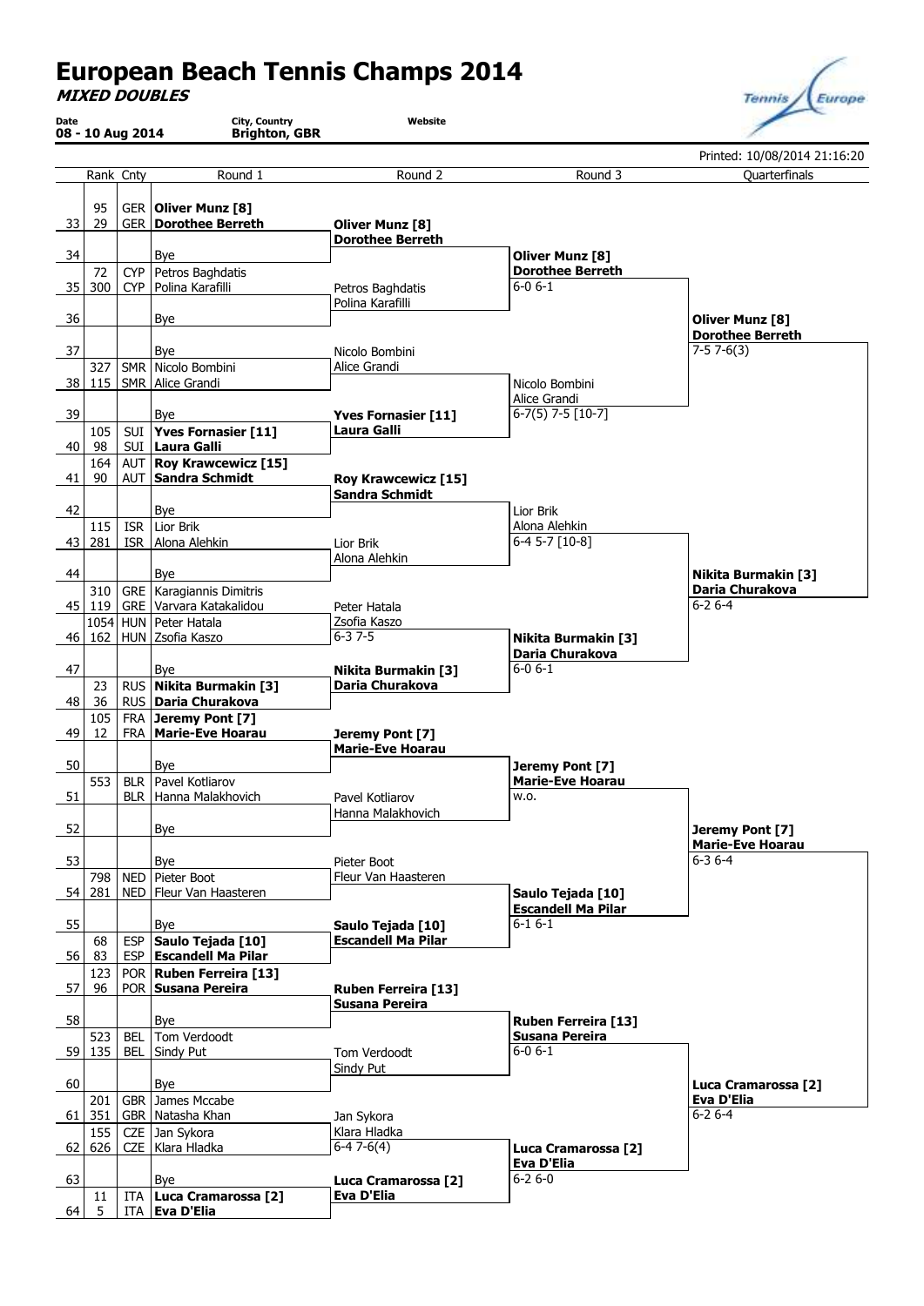# European Beach Tennis Champs 2014

***MIXED DOUBLES***

| Date | City, Country | Website |
|---|---|---|
| 08 - 10 Aug 2014 | Brighton, GBR | |

Printed: 10/08/2014 21:16:20

| # | Rank | Cnty | Round 1 | Round 2 | Round 3 | Quarterfinals |
|---|---|---|---|---|---|---|
| 33 | 95 / 29 | GER / GER | **Oliver Munz [8]** / **Dorothee Berreth** | **Oliver Munz [8]** / **Dorothee Berreth** | **Oliver Munz [8]** / **Dorothee Berreth** 6-0 6-1 | **Oliver Munz [8]** / **Dorothee Berreth** 7-5 7-6(3) |
| 34 | | | Bye | | | |
| 35 | 72 / 300 | CYP / CYP | Petros Baghdatis / Polina Karafilli | Petros Baghdatis / Polina Karafilli | | |
| 36 | | | Bye | | | |
| 37 | | | Bye | Nicolo Bombini / Alice Grandi | Nicolo Bombini / Alice Grandi 6-7(5) 7-5 [10-7] | |
| 38 | 327 / 115 | SMR / SMR | Nicolo Bombini / Alice Grandi | | | |
| 39 | | | Bye | **Yves Fornasier [11]** / **Laura Galli** | | |
| 40 | 105 / 98 | SUI / SUI | **Yves Fornasier [11]** / **Laura Galli** | | | |
| 41 | 164 / 90 | AUT / AUT | **Roy Krawcewicz [15]** / **Sandra Schmidt** | **Roy Krawcewicz [15]** / **Sandra Schmidt** | Lior Brik / Alona Alehkin 6-4 5-7 [10-8] | **Nikita Burmakin [3]** / **Daria Churakova** 6-2 6-4 |
| 42 | | | Bye | | | |
| 43 | 115 / 281 | ISR / ISR | Lior Brik / Alona Alehkin | Lior Brik / Alona Alehkin | | |
| 44 | | | Bye | | | |
| 45 | 310 / 119 | GRE / GRE | Karagiannis Dimitris / Varvara Katakalidou | Peter Hatala / Zsofia Kaszo 6-3 7-5 | **Nikita Burmakin [3]** / **Daria Churakova** 6-0 6-1 | |
| 46 | 1054 / 162 | HUN / HUN | Peter Hatala / Zsofia Kaszo | | | |
| 47 | | | Bye | **Nikita Burmakin [3]** / **Daria Churakova** | | |
| 48 | 23 / 36 | RUS / RUS | **Nikita Burmakin [3]** / **Daria Churakova** | | | |
| 49 | 105 / 12 | FRA / FRA | **Jeremy Pont [7]** / **Marie-Eve Hoarau** | **Jeremy Pont [7]** / **Marie-Eve Hoarau** | **Jeremy Pont [7]** / **Marie-Eve Hoarau** w.o. | **Jeremy Pont [7]** / **Marie-Eve Hoarau** 6-3 6-4 |
| 50 | | | Bye | | | |
| 51 | 553 | BLR / BLR | Pavel Kotliarov / Hanna Malakhovich | Pavel Kotliarov / Hanna Malakhovich | | |
| 52 | | | Bye | | | |
| 53 | | | Bye | Pieter Boot / Fleur Van Haasteren | **Saulo Tejada [10]** / **Escandell Ma Pilar** 6-1 6-1 | |
| 54 | 798 / 281 | NED / NED | Pieter Boot / Fleur Van Haasteren | | | |
| 55 | | | Bye | **Saulo Tejada [10]** / **Escandell Ma Pilar** | | |
| 56 | 68 / 83 | ESP / ESP | **Saulo Tejada [10]** / **Escandell Ma Pilar** | | | |
| 57 | 123 / 96 | POR / POR | **Ruben Ferreira [13]** / **Susana Pereira** | **Ruben Ferreira [13]** / **Susana Pereira** | **Ruben Ferreira [13]** / **Susana Pereira** 6-0 6-1 | **Luca Cramarossa [2]** / **Eva D'Elia** 6-2 6-4 |
| 58 | | | Bye | | | |
| 59 | 523 / 135 | BEL / BEL | Tom Verdoodt / Sindy Put | Tom Verdoodt / Sindy Put | | |
| 60 | | | Bye | | | |
| 61 | 201 / 351 | GBR / GBR | James Mccabe / Natasha Khan | Jan Sykora / Klara Hladka 6-4 7-6(4) | **Luca Cramarossa [2]** / **Eva D'Elia** 6-2 6-0 | |
| 62 | 155 / 626 | CZE / CZE | Jan Sykora / Klara Hladka | | | |
| 63 | | | Bye | **Luca Cramarossa [2]** / **Eva D'Elia** | | |
| 64 | 11 / 5 | ITA / ITA | **Luca Cramarossa [2]** / **Eva D'Elia** | | | |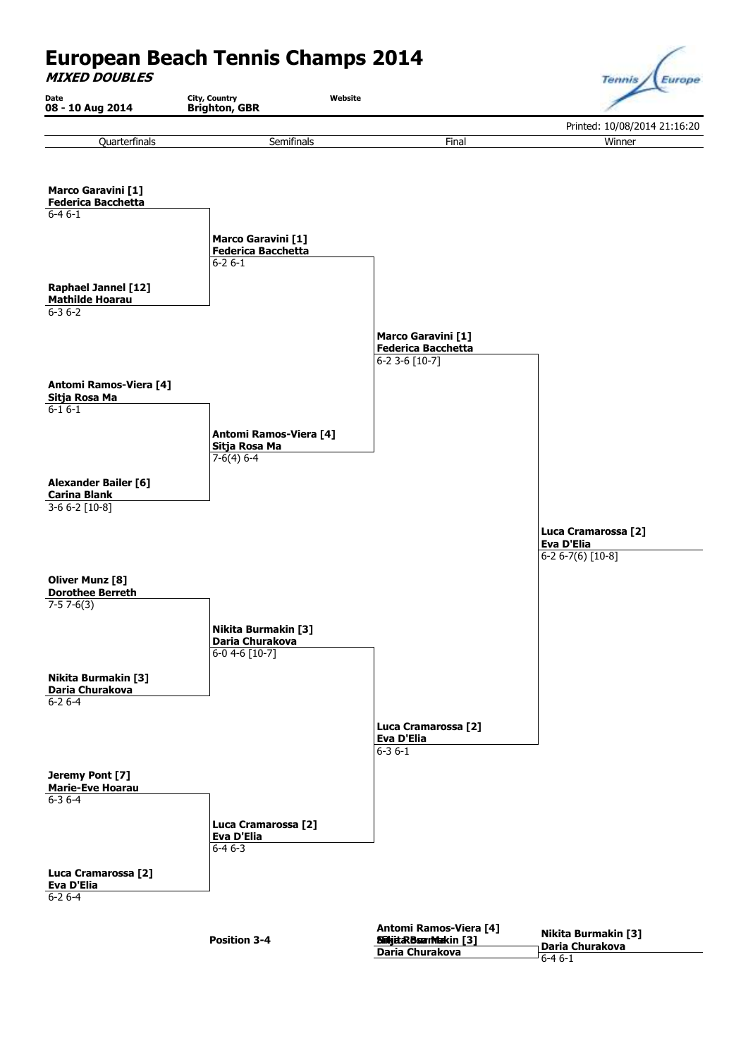# European Beach Tennis Champs 2014

***MIXED DOUBLES***

| Date | City, Country | Website |
|---|---|---|
| 08 - 10 Aug 2014 | Brighton, GBR | |

Printed: 10/08/2014 21:16:20

| Quarterfinals | Semifinals | Final | Winner |
|---|---|---|---|
| **Marco Garavini [1]** **Federica Bacchetta** 6-4 6-1 | | | |
| | **Marco Garavini [1]** **Federica Bacchetta** 6-2 6-1 | | |
| **Raphael Jannel [12]** **Mathilde Hoarau** 6-3 6-2 | | | |
| | | **Marco Garavini [1]** **Federica Bacchetta** 6-2 3-6 [10-7] | |
| **Antomi Ramos-Viera [4]** **Sitja Rosa Ma** 6-1 6-1 | | | |
| | **Antomi Ramos-Viera [4]** **Sitja Rosa Ma** 7-6(4) 6-4 | | |
| **Alexander Bailer [6]** **Carina Blank** 3-6 6-2 [10-8] | | | |
| | | | **Luca Cramarossa [2]** **Eva D'Elia** 6-2 6-7(6) [10-8] |
| **Oliver Munz [8]** **Dorothee Berreth** 7-5 7-6(3) | | | |
| | **Nikita Burmakin [3]** **Daria Churakova** 6-0 4-6 [10-7] | | |
| **Nikita Burmakin [3]** **Daria Churakova** 6-2 6-4 | | | |
| | | **Luca Cramarossa [2]** **Eva D'Elia** 6-3 6-1 | |
| **Jeremy Pont [7]** **Marie-Eve Hoarau** 6-3 6-4 | | | |
| | **Luca Cramarossa [2]** **Eva D'Elia** 6-4 6-3 | | |
| **Luca Cramarossa [2]** **Eva D'Elia** 6-2 6-4 | | | |

**Position 3-4**

| | |
|---|---|
| **Antomi Ramos-Viera [4]** **Sitja Rosa Ma** / **Nikita Burmakin [3]** **Daria Churakova** | **Nikita Burmakin [3]** **Daria Churakova** 6-4 6-1 |